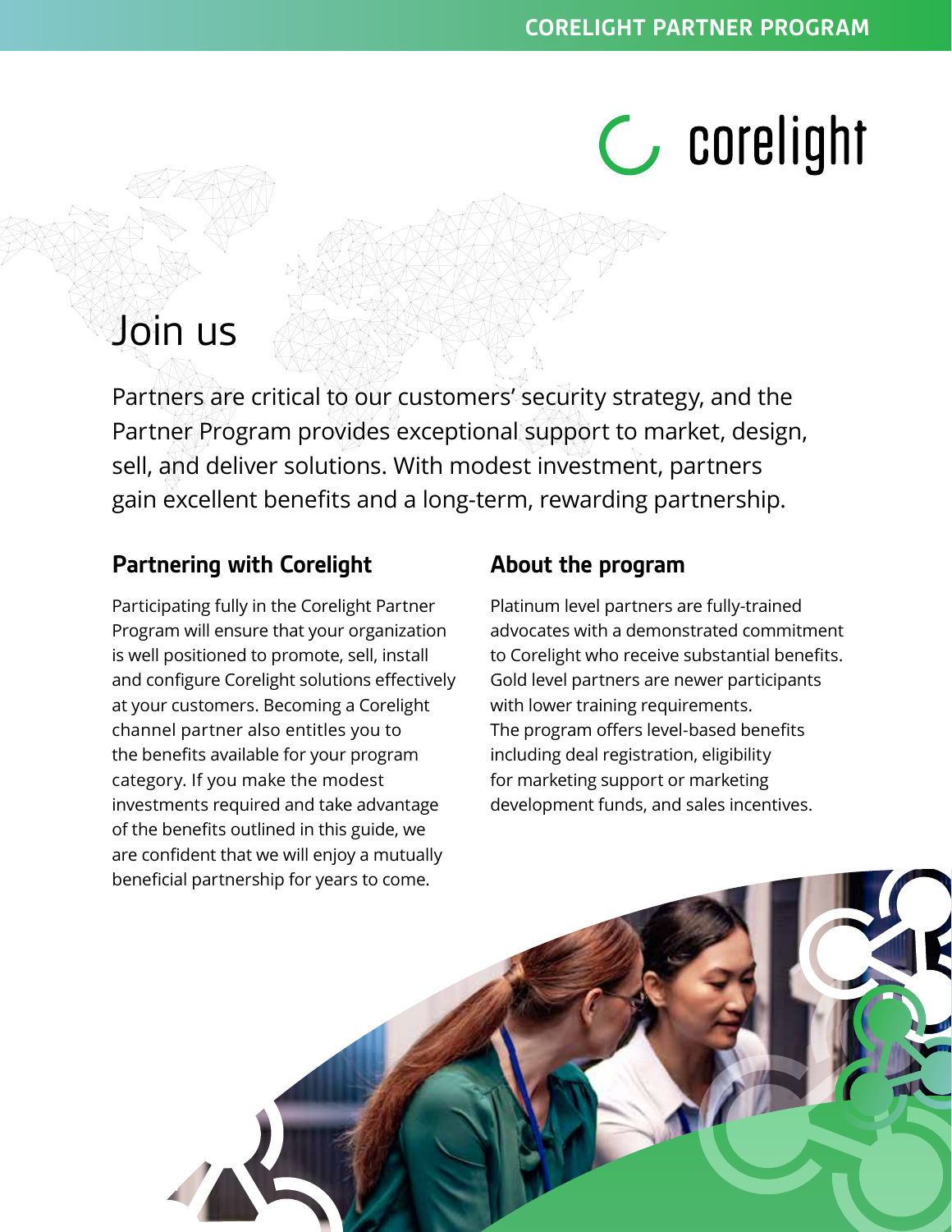# Join us

Partners are critical to our customers' security strategy, and the Partner Program provides exceptional support to market, design, sell, and deliver solutions. With modest investment, partners gain excellent benefits and a long-term, rewarding partnership.

## Partnering with Corelight

Participating fully in the Corelight Partner Program will ensure that your organization is well positioned to promote, sell, install and configure Corelight solutions effectively at your customers. Becoming a Corelight channel partner also entitles you to the benefits available for your program category. If you make the modest investments required and take advantage of the benefits outlined in this guide, we are confident that we will enjoy a mutually beneficial partnership for years to come.

## About the program

Platinum level partners are fully-trained advocates with a demonstrated commitment to Corelight who receive substantial benefits. Gold level partners are newer participants with lower training requirements. The program offers level-based benefits including deal registration, eligibility for marketing support or marketing development funds, and sales incentives.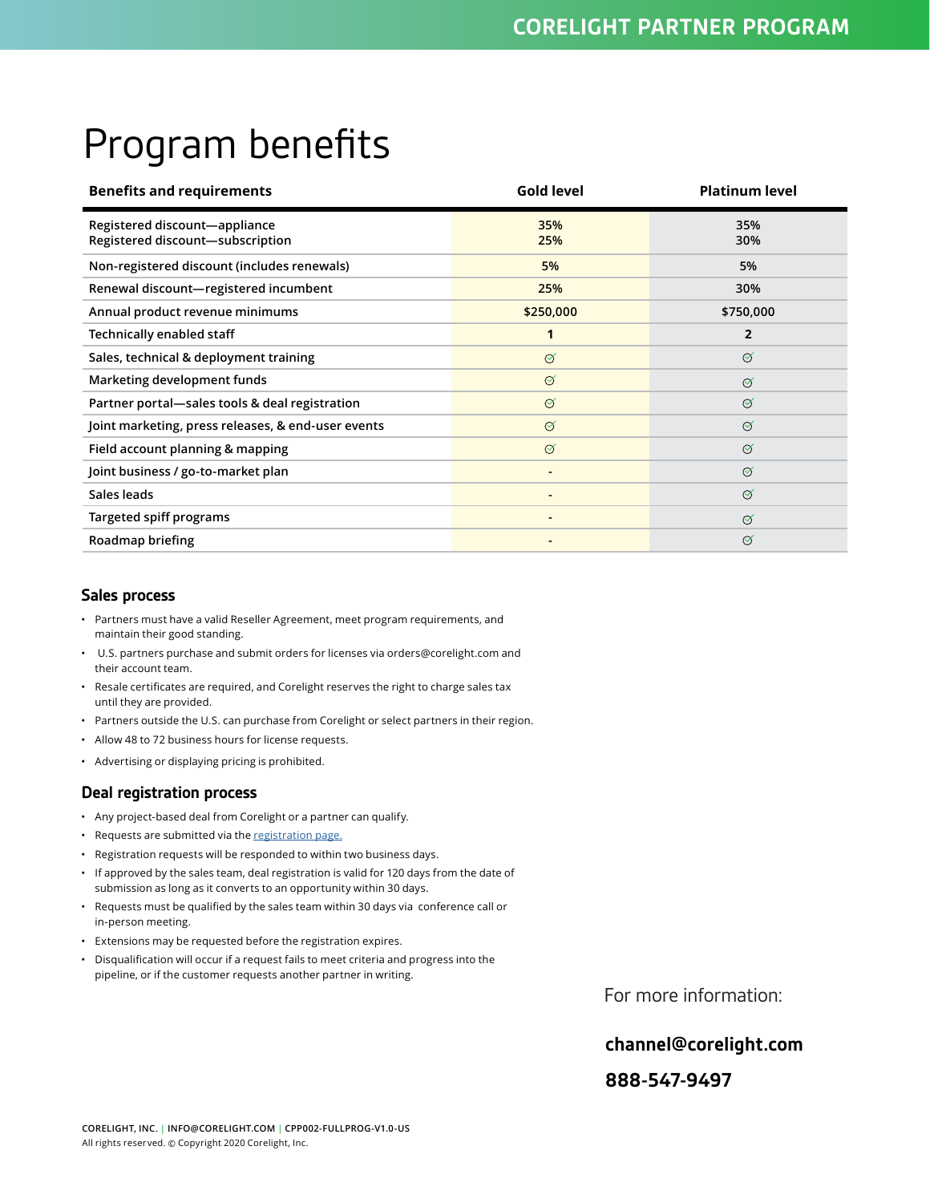# Program benefits

| Benefits and requirements | Gold level | Platinum level |
|---|---|---|
| Registered discount—appliance<br>Registered discount—subscription | 35%<br>25% | 35%<br>30% |
| Non-registered discount (includes renewals) | 5% | 5% |
| Renewal discount—registered incumbent | 25% | 30% |
| Annual product revenue minimums | $250,000 | $750,000 |
| Technically enabled staff | 1 | 2 |
| Sales, technical & deployment training | ✓ | ✓ |
| Marketing development funds | ✓ | ✓ |
| Partner portal—sales tools & deal registration | ✓ | ✓ |
| Joint marketing, press releases, & end-user events | ✓ | ✓ |
| Field account planning & mapping | ✓ | ✓ |
| Joint business / go-to-market plan | - | ✓ |
| Sales leads | - | ✓ |
| Targeted spiff programs | - | ✓ |
| Roadmap briefing | - | ✓ |

## Sales process

- Partners must have a valid Reseller Agreement, meet program requirements, and maintain their good standing.
- U.S. partners purchase and submit orders for licenses via orders@corelight.com and their account team.
- Resale certificates are required, and Corelight reserves the right to charge sales tax until they are provided.
- Partners outside the U.S. can purchase from Corelight or select partners in their region.
- Allow 48 to 72 business hours for license requests.
- Advertising or displaying pricing is prohibited.

## Deal registration process

- Any project-based deal from Corelight or a partner can qualify.
- Requests are submitted via the registration page.
- Registration requests will be responded to within two business days.
- If approved by the sales team, deal registration is valid for 120 days from the date of submission as long as it converts to an opportunity within 30 days.
- Requests must be qualified by the sales team within 30 days via conference call or in-person meeting.
- Extensions may be requested before the registration expires.
- Disqualification will occur if a request fails to meet criteria and progress into the pipeline, or if the customer requests another partner in writing.

For more information:

**channel@corelight.com**

**888-547-9497**

CORELIGHT, INC. | INFO@CORELIGHT.COM | CPP002-FULLPROG-V1.0-US
All rights reserved. © Copyright 2020 Corelight, Inc.